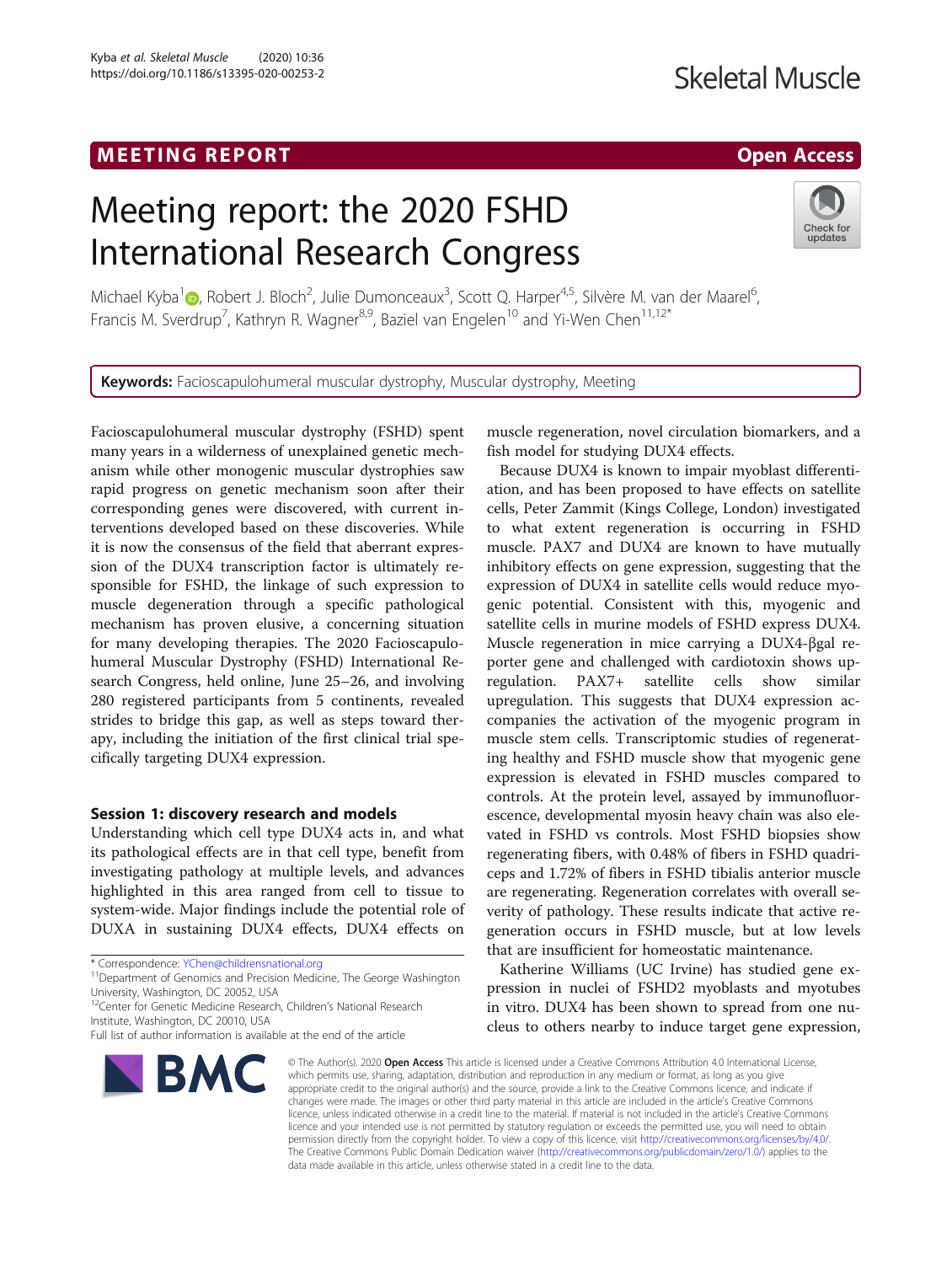MEETING REPORT

Open Access

# Meeting report: the 2020 FSHD International Research Congress

Michael Kyba[1], Robert J. Bloch[2], Julie Dumonceaux[3], Scott Q. Harper[4,5], Silvère M. van der Maarel[6], Francis M. Sverdrup[7], Kathryn R. Wagner[8,9], Baziel van Engelen[10] and Yi-Wen Chen[11,12*]

**Keywords:** Facioscapulohumeral muscular dystrophy, Muscular dystrophy, Meeting

Facioscapulohumeral muscular dystrophy (FSHD) spent many years in a wilderness of unexplained genetic mechanism while other monogenic muscular dystrophies saw rapid progress on genetic mechanism soon after their corresponding genes were discovered, with current interventions developed based on these discoveries. While it is now the consensus of the field that aberrant expression of the DUX4 transcription factor is ultimately responsible for FSHD, the linkage of such expression to muscle degeneration through a specific pathological mechanism has proven elusive, a concerning situation for many developing therapies. The 2020 Facioscapulohumeral Muscular Dystrophy (FSHD) International Research Congress, held online, June 25–26, and involving 280 registered participants from 5 continents, revealed strides to bridge this gap, as well as steps toward therapy, including the initiation of the first clinical trial specifically targeting DUX4 expression.

## Session 1: discovery research and models

Understanding which cell type DUX4 acts in, and what its pathological effects are in that cell type, benefit from investigating pathology at multiple levels, and advances highlighted in this area ranged from cell to tissue to system-wide. Major findings include the potential role of DUXA in sustaining DUX4 effects, DUX4 effects on muscle regeneration, novel circulation biomarkers, and a fish model for studying DUX4 effects.

Because DUX4 is known to impair myoblast differentiation, and has been proposed to have effects on satellite cells, Peter Zammit (Kings College, London) investigated to what extent regeneration is occurring in FSHD muscle. PAX7 and DUX4 are known to have mutually inhibitory effects on gene expression, suggesting that the expression of DUX4 in satellite cells would reduce myogenic potential. Consistent with this, myogenic and satellite cells in murine models of FSHD express DUX4. Muscle regeneration in mice carrying a DUX4-βgal reporter gene and challenged with cardiotoxin shows upregulation. PAX7+ satellite cells show similar upregulation. This suggests that DUX4 expression accompanies the activation of the myogenic program in muscle stem cells. Transcriptomic studies of regenerating fibers, with 0.48% of fibers in FSHD quadriceps and 1.72% of fibers in FSHD tibialis anterior muscle are regenerating. Regeneration correlates with overall severity of pathology. These results indicate that active regeneration occurs in FSHD muscle, but at low levels that are insufficient for homeostatic maintenance.

Katherine Williams (UC Irvine) has studied gene expression in nuclei of FSHD2 myoblasts and myotubes in vitro. DUX4 has been shown to spread from one nucleus to others nearby to induce target gene expression,

\* Correspondence: YChen@childrensnational.org
[11]Department of Genomics and Precision Medicine, The George Washington University, Washington, DC 20052, USA
[12]Center for Genetic Medicine Research, Children's National Research Institute, Washington, DC 20010, USA
Full list of author information is available at the end of the article

© The Author(s). 2020 **Open Access** This article is licensed under a Creative Commons Attribution 4.0 International License, which permits use, sharing, adaptation, distribution and reproduction in any medium or format, as long as you give appropriate credit to the original author(s) and the source, provide a link to the Creative Commons licence, and indicate if changes were made. The images or other third party material in this article are included in the article's Creative Commons licence, unless indicated otherwise in a credit line to the material. If material is not included in the article's Creative Commons licence and your intended use is not permitted by statutory regulation or exceeds the permitted use, you will need to obtain permission directly from the copyright holder. To view a copy of this licence, visit http://creativecommons.org/licenses/by/4.0/. The Creative Commons Public Domain Dedication waiver (http://creativecommons.org/publicdomain/zero/1.0/) applies to the data made available in this article, unless otherwise stated in a credit line to the data.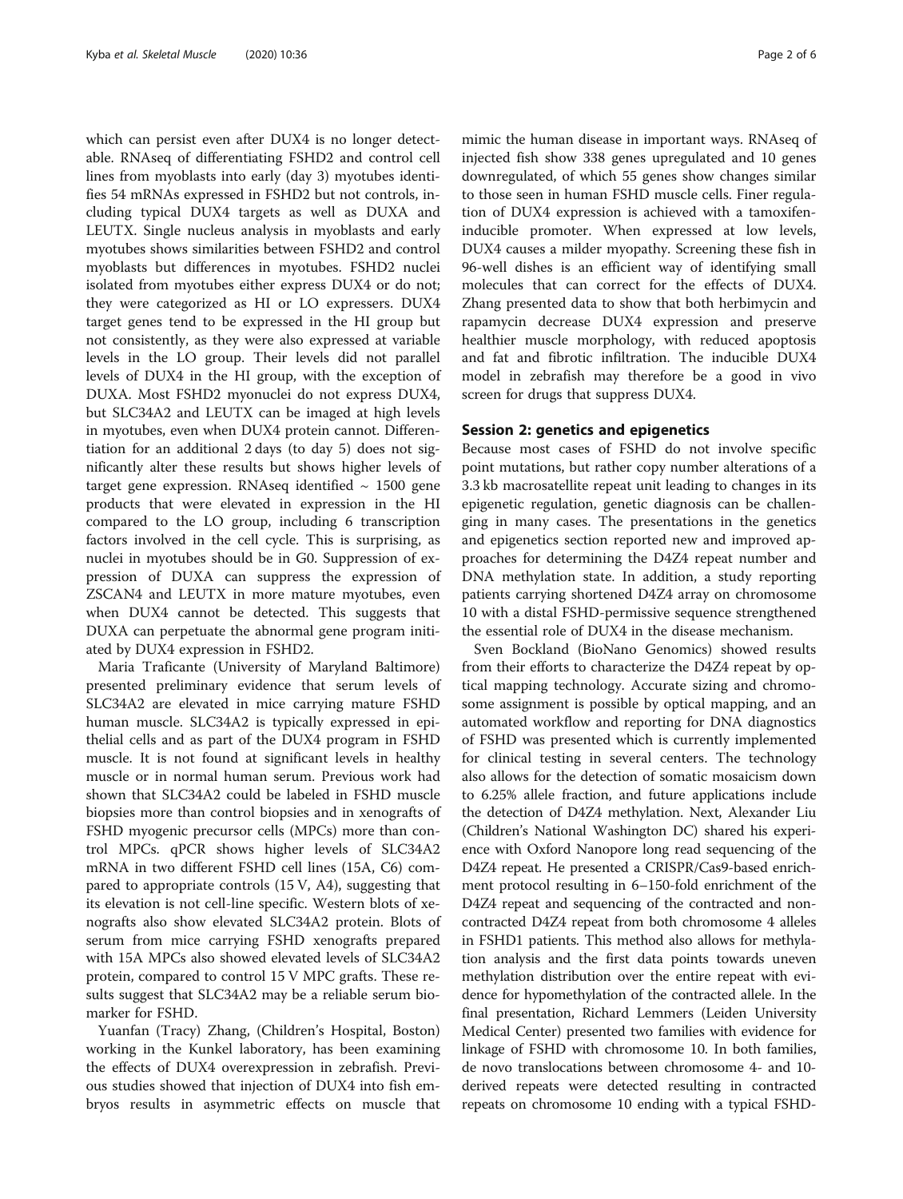which can persist even after DUX4 is no longer detectable. RNAseq of differentiating FSHD2 and control cell lines from myoblasts into early (day 3) myotubes identifies 54 mRNAs expressed in FSHD2 but not controls, including typical DUX4 targets as well as DUXA and LEUTX. Single nucleus analysis in myoblasts and early myotubes shows similarities between FSHD2 and control myoblasts but differences in myotubes. FSHD2 nuclei isolated from myotubes either express DUX4 or do not; they were categorized as HI or LO expressers. DUX4 target genes tend to be expressed in the HI group but not consistently, as they were also expressed at variable levels in the LO group. Their levels did not parallel levels of DUX4 in the HI group, with the exception of DUXA. Most FSHD2 myonuclei do not express DUX4, but SLC34A2 and LEUTX can be imaged at high levels in myotubes, even when DUX4 protein cannot. Differentiation for an additional 2 days (to day 5) does not significantly alter these results but shows higher levels of target gene expression. RNAseq identified ~ 1500 gene products that were elevated in expression in the HI compared to the LO group, including 6 transcription factors involved in the cell cycle. This is surprising, as nuclei in myotubes should be in G0. Suppression of expression of DUXA can suppress the expression of ZSCAN4 and LEUTX in more mature myotubes, even when DUX4 cannot be detected. This suggests that DUXA can perpetuate the abnormal gene program initiated by DUX4 expression in FSHD2.

Maria Traficante (University of Maryland Baltimore) presented preliminary evidence that serum levels of SLC34A2 are elevated in mice carrying mature FSHD human muscle. SLC34A2 is typically expressed in epithelial cells and as part of the DUX4 program in FSHD muscle. It is not found at significant levels in healthy muscle or in normal human serum. Previous work had shown that SLC34A2 could be labeled in FSHD muscle biopsies more than control biopsies and in xenografts of FSHD myogenic precursor cells (MPCs) more than control MPCs. qPCR shows higher levels of SLC34A2 mRNA in two different FSHD cell lines (15A, C6) compared to appropriate controls (15 V, A4), suggesting that its elevation is not cell-line specific. Western blots of xenografts also show elevated SLC34A2 protein. Blots of serum from mice carrying FSHD xenografts prepared with 15A MPCs also showed elevated levels of SLC34A2 protein, compared to control 15 V MPC grafts. These results suggest that SLC34A2 may be a reliable serum biomarker for FSHD.

Yuanfan (Tracy) Zhang, (Children's Hospital, Boston) working in the Kunkel laboratory, has been examining the effects of DUX4 overexpression in zebrafish. Previous studies showed that injection of DUX4 into fish embryos results in asymmetric effects on muscle that mimic the human disease in important ways. RNAseq of injected fish show 338 genes upregulated and 10 genes downregulated, of which 55 genes show changes similar to those seen in human FSHD muscle cells. Finer regulation of DUX4 expression is achieved with a tamoxifen-inducible promoter. When expressed at low levels, DUX4 causes a milder myopathy. Screening these fish in 96-well dishes is an efficient way of identifying small molecules that can correct for the effects of DUX4. Zhang presented data to show that both herbimycin and rapamycin decrease DUX4 expression and preserve healthier muscle morphology, with reduced apoptosis and fat and fibrotic infiltration. The inducible DUX4 model in zebrafish may therefore be a good in vivo screen for drugs that suppress DUX4.

## Session 2: genetics and epigenetics

Because most cases of FSHD do not involve specific point mutations, but rather copy number alterations of a 3.3 kb macrosatellite repeat unit leading to changes in its epigenetic regulation, genetic diagnosis can be challenging in many cases. The presentations in the genetics and epigenetics section reported new and improved approaches for determining the D4Z4 repeat number and DNA methylation state. In addition, a study reporting patients carrying shortened D4Z4 array on chromosome 10 with a distal FSHD-permissive sequence strengthened the essential role of DUX4 in the disease mechanism.

Sven Bockland (BioNano Genomics) showed results from their efforts to characterize the D4Z4 repeat by optical mapping technology. Accurate sizing and chromosome assignment is possible by optical mapping, and an automated workflow and reporting for DNA diagnostics of FSHD was presented which is currently implemented for clinical testing in several centers. The technology also allows for the detection of somatic mosaicism down to 6.25% allele fraction, and future applications include the detection of D4Z4 methylation. Next, Alexander Liu (Children's National Washington DC) shared his experience with Oxford Nanopore long read sequencing of the D4Z4 repeat. He presented a CRISPR/Cas9-based enrichment protocol resulting in 6–150-fold enrichment of the D4Z4 repeat and sequencing of the contracted and non-contracted D4Z4 repeat from both chromosome 4 alleles in FSHD1 patients. This method also allows for methylation analysis and the first data points towards uneven methylation distribution over the entire repeat with evidence for hypomethylation of the contracted allele. In the final presentation, Richard Lemmers (Leiden University Medical Center) presented two families with evidence for linkage of FSHD with chromosome 10. In both families, de novo translocations between chromosome 4- and 10-derived repeats were detected resulting in contracted repeats on chromosome 10 ending with a typical FSHD-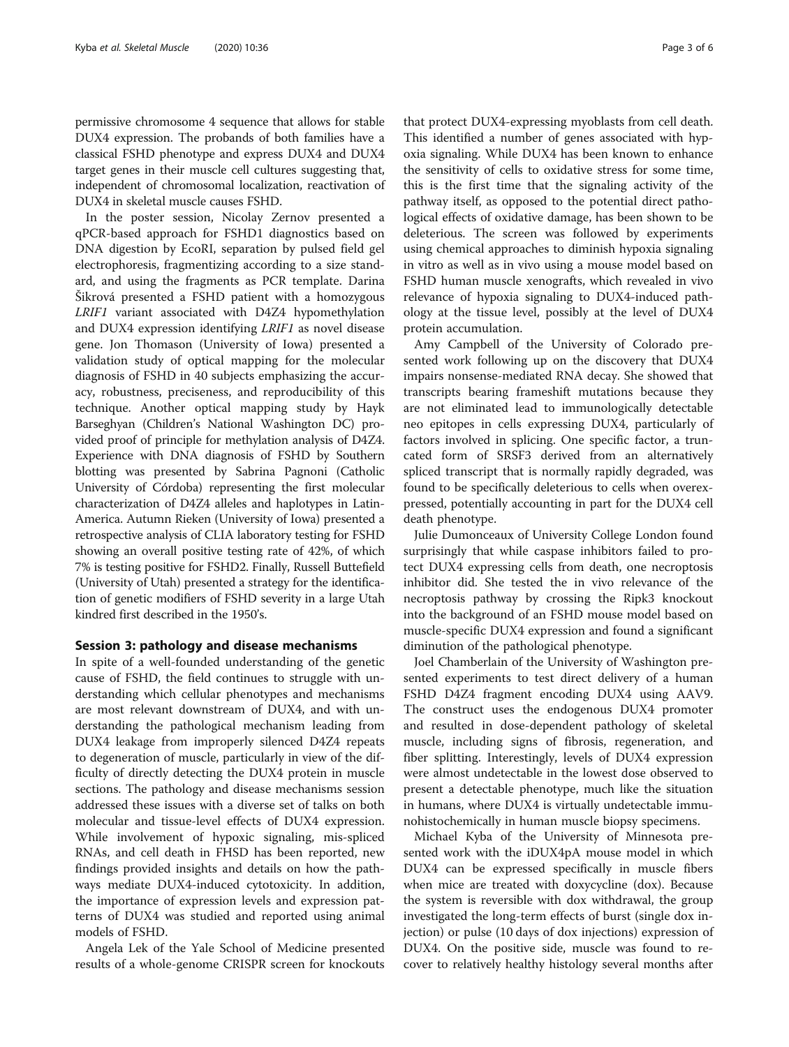permissive chromosome 4 sequence that allows for stable DUX4 expression. The probands of both families have a classical FSHD phenotype and express DUX4 and DUX4 target genes in their muscle cell cultures suggesting that, independent of chromosomal localization, reactivation of DUX4 in skeletal muscle causes FSHD.

In the poster session, Nicolay Zernov presented a qPCR-based approach for FSHD1 diagnostics based on DNA digestion by EcoRI, separation by pulsed field gel electrophoresis, fragmentizing according to a size standard, and using the fragments as PCR template. Darina Šikrová presented a FSHD patient with a homozygous *LRIF1* variant associated with D4Z4 hypomethylation and DUX4 expression identifying *LRIF1* as novel disease gene. Jon Thomason (University of Iowa) presented a validation study of optical mapping for the molecular diagnosis of FSHD in 40 subjects emphasizing the accuracy, robustness, preciseness, and reproducibility of this technique. Another optical mapping study by Hayk Barseghyan (Children's National Washington DC) provided proof of principle for methylation analysis of D4Z4. Experience with DNA diagnosis of FSHD by Southern blotting was presented by Sabrina Pagnoni (Catholic University of Córdoba) representing the first molecular characterization of D4Z4 alleles and haplotypes in Latin-America. Autumn Rieken (University of Iowa) presented a retrospective analysis of CLIA laboratory testing for FSHD showing an overall positive testing rate of 42%, of which 7% is testing positive for FSHD2. Finally, Russell Buttefield (University of Utah) presented a strategy for the identification of genetic modifiers of FSHD severity in a large Utah kindred first described in the 1950's.

## Session 3: pathology and disease mechanisms

In spite of a well-founded understanding of the genetic cause of FSHD, the field continues to struggle with understanding which cellular phenotypes and mechanisms are most relevant downstream of DUX4, and with understanding the pathological mechanism leading from DUX4 leakage from improperly silenced D4Z4 repeats to degeneration of muscle, particularly in view of the difficulty of directly detecting the DUX4 protein in muscle sections. The pathology and disease mechanisms session addressed these issues with a diverse set of talks on both molecular and tissue-level effects of DUX4 expression. While involvement of hypoxic signaling, mis-spliced RNAs, and cell death in FHSD has been reported, new findings provided insights and details on how the pathways mediate DUX4-induced cytotoxicity. In addition, the importance of expression levels and expression patterns of DUX4 was studied and reported using animal models of FSHD.

Angela Lek of the Yale School of Medicine presented results of a whole-genome CRISPR screen for knockouts that protect DUX4-expressing myoblasts from cell death. This identified a number of genes associated with hypoxia signaling. While DUX4 has been known to enhance the sensitivity of cells to oxidative stress for some time, this is the first time that the signaling activity of the pathway itself, as opposed to the potential direct pathological effects of oxidative damage, has been shown to be deleterious. The screen was followed by experiments using chemical approaches to diminish hypoxia signaling in vitro as well as in vivo using a mouse model based on FSHD human muscle xenografts, which revealed in vivo relevance of hypoxia signaling to DUX4-induced pathology at the tissue level, possibly at the level of DUX4 protein accumulation.

Amy Campbell of the University of Colorado presented work following up on the discovery that DUX4 impairs nonsense-mediated RNA decay. She showed that transcripts bearing frameshift mutations because they are not eliminated lead to immunologically detectable neo epitopes in cells expressing DUX4, particularly of factors involved in splicing. One specific factor, a truncated form of SRSF3 derived from an alternatively spliced transcript that is normally rapidly degraded, was found to be specifically deleterious to cells when overexpressed, potentially accounting in part for the DUX4 cell death phenotype.

Julie Dumonceaux of University College London found surprisingly that while caspase inhibitors failed to protect DUX4 expressing cells from death, one necroptosis inhibitor did. She tested the in vivo relevance of the necroptosis pathway by crossing the Ripk3 knockout into the background of an FSHD mouse model based on muscle-specific DUX4 expression and found a significant diminution of the pathological phenotype.

Joel Chamberlain of the University of Washington presented experiments to test direct delivery of a human FSHD D4Z4 fragment encoding DUX4 using AAV9. The construct uses the endogenous DUX4 promoter and resulted in dose-dependent pathology of skeletal muscle, including signs of fibrosis, regeneration, and fiber splitting. Interestingly, levels of DUX4 expression were almost undetectable in the lowest dose observed to present a detectable phenotype, much like the situation in humans, where DUX4 is virtually undetectable immunohistochemically in human muscle biopsy specimens.

Michael Kyba of the University of Minnesota presented work with the iDUX4pA mouse model in which DUX4 can be expressed specifically in muscle fibers when mice are treated with doxycycline (dox). Because the system is reversible with dox withdrawal, the group investigated the long-term effects of burst (single dox injection) or pulse (10 days of dox injections) expression of DUX4. On the positive side, muscle was found to recover to relatively healthy histology several months after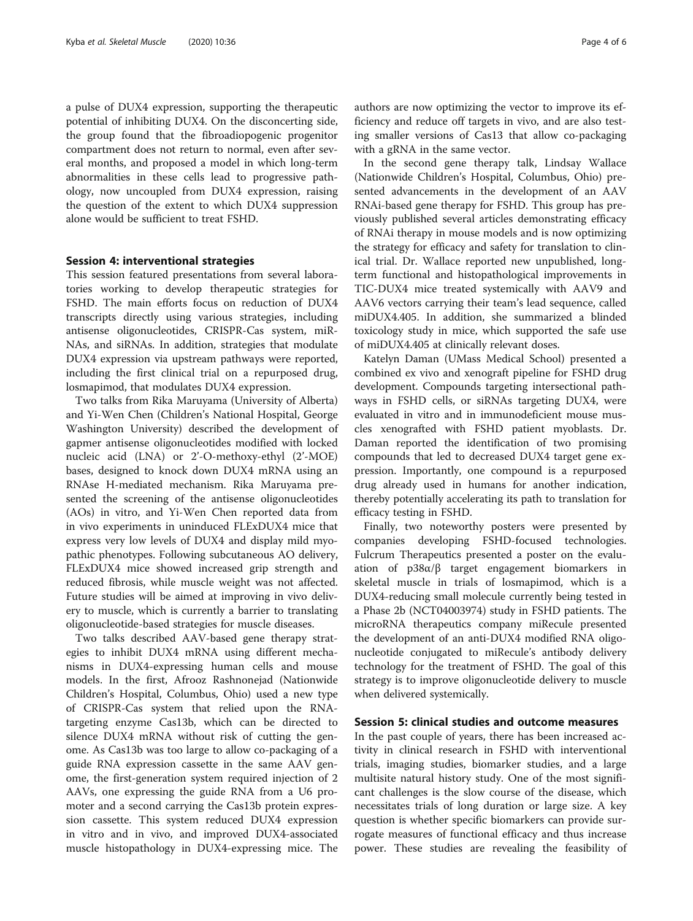a pulse of DUX4 expression, supporting the therapeutic potential of inhibiting DUX4. On the disconcerting side, the group found that the fibroadiopogenic progenitor compartment does not return to normal, even after several months, and proposed a model in which long-term abnormalities in these cells lead to progressive pathology, now uncoupled from DUX4 expression, raising the question of the extent to which DUX4 suppression alone would be sufficient to treat FSHD.

## Session 4: interventional strategies

This session featured presentations from several laboratories working to develop therapeutic strategies for FSHD. The main efforts focus on reduction of DUX4 transcripts directly using various strategies, including antisense oligonucleotides, CRISPR-Cas system, miRNAs, and siRNAs. In addition, strategies that modulate DUX4 expression via upstream pathways were reported, including the first clinical trial on a repurposed drug, losmapimod, that modulates DUX4 expression.

Two talks from Rika Maruyama (University of Alberta) and Yi-Wen Chen (Children's National Hospital, George Washington University) described the development of gapmer antisense oligonucleotides modified with locked nucleic acid (LNA) or 2'-O-methoxy-ethyl (2'-MOE) bases, designed to knock down DUX4 mRNA using an RNAse H-mediated mechanism. Rika Maruyama presented the screening of the antisense oligonucleotides (AOs) in vitro, and Yi-Wen Chen reported data from in vivo experiments in uninduced FLExDUX4 mice that express very low levels of DUX4 and display mild myopathic phenotypes. Following subcutaneous AO delivery, FLExDUX4 mice showed increased grip strength and reduced fibrosis, while muscle weight was not affected. Future studies will be aimed at improving in vivo delivery to muscle, which is currently a barrier to translating oligonucleotide-based strategies for muscle diseases.

Two talks described AAV-based gene therapy strategies to inhibit DUX4 mRNA using different mechanisms in DUX4-expressing human cells and mouse models. In the first, Afrooz Rashnonejad (Nationwide Children's Hospital, Columbus, Ohio) used a new type of CRISPR-Cas system that relied upon the RNA-targeting enzyme Cas13b, which can be directed to silence DUX4 mRNA without risk of cutting the genome. As Cas13b was too large to allow co-packaging of a guide RNA expression cassette in the same AAV genome, the first-generation system required injection of 2 AAVs, one expressing the guide RNA from a U6 promoter and a second carrying the Cas13b protein expression cassette. This system reduced DUX4 expression in vitro and in vivo, and improved DUX4-associated muscle histopathology in DUX4-expressing mice. The authors are now optimizing the vector to improve its efficiency and reduce off targets in vivo, and are also testing smaller versions of Cas13 that allow co-packaging with a gRNA in the same vector.

In the second gene therapy talk, Lindsay Wallace (Nationwide Children's Hospital, Columbus, Ohio) presented advancements in the development of an AAV RNAi-based gene therapy for FSHD. This group has previously published several articles demonstrating efficacy of RNAi therapy in mouse models and is now optimizing the strategy for efficacy and safety for translation to clinical trial. Dr. Wallace reported new unpublished, long-term functional and histopathological improvements in TIC-DUX4 mice treated systemically with AAV9 and AAV6 vectors carrying their team's lead sequence, called miDUX4.405. In addition, she summarized a blinded toxicology study in mice, which supported the safe use of miDUX4.405 at clinically relevant doses.

Katelyn Daman (UMass Medical School) presented a combined ex vivo and xenograft pipeline for FSHD drug development. Compounds targeting intersectional pathways in FSHD cells, or siRNAs targeting DUX4, were evaluated in vitro and in immunodeficient mouse muscles xenografted with FSHD patient myoblasts. Dr. Daman reported the identification of two promising compounds that led to decreased DUX4 target gene expression. Importantly, one compound is a repurposed drug already used in humans for another indication, thereby potentially accelerating its path to translation for efficacy testing in FSHD.

Finally, two noteworthy posters were presented by companies developing FSHD-focused technologies. Fulcrum Therapeutics presented a poster on the evaluation of p38α/β target engagement biomarkers in skeletal muscle in trials of losmapimod, which is a DUX4-reducing small molecule currently being tested in a Phase 2b (NCT04003974) study in FSHD patients. The microRNA therapeutics company miRecule presented the development of an anti-DUX4 modified RNA oligonucleotide conjugated to miRecule's antibody delivery technology for the treatment of FSHD. The goal of this strategy is to improve oligonucleotide delivery to muscle when delivered systemically.

## Session 5: clinical studies and outcome measures

In the past couple of years, there has been increased activity in clinical research in FSHD with interventional trials, imaging studies, biomarker studies, and a large multisite natural history study. One of the most significant challenges is the slow course of the disease, which necessitates trials of long duration or large size. A key question is whether specific biomarkers can provide surrogate measures of functional efficacy and thus increase power. These studies are revealing the feasibility of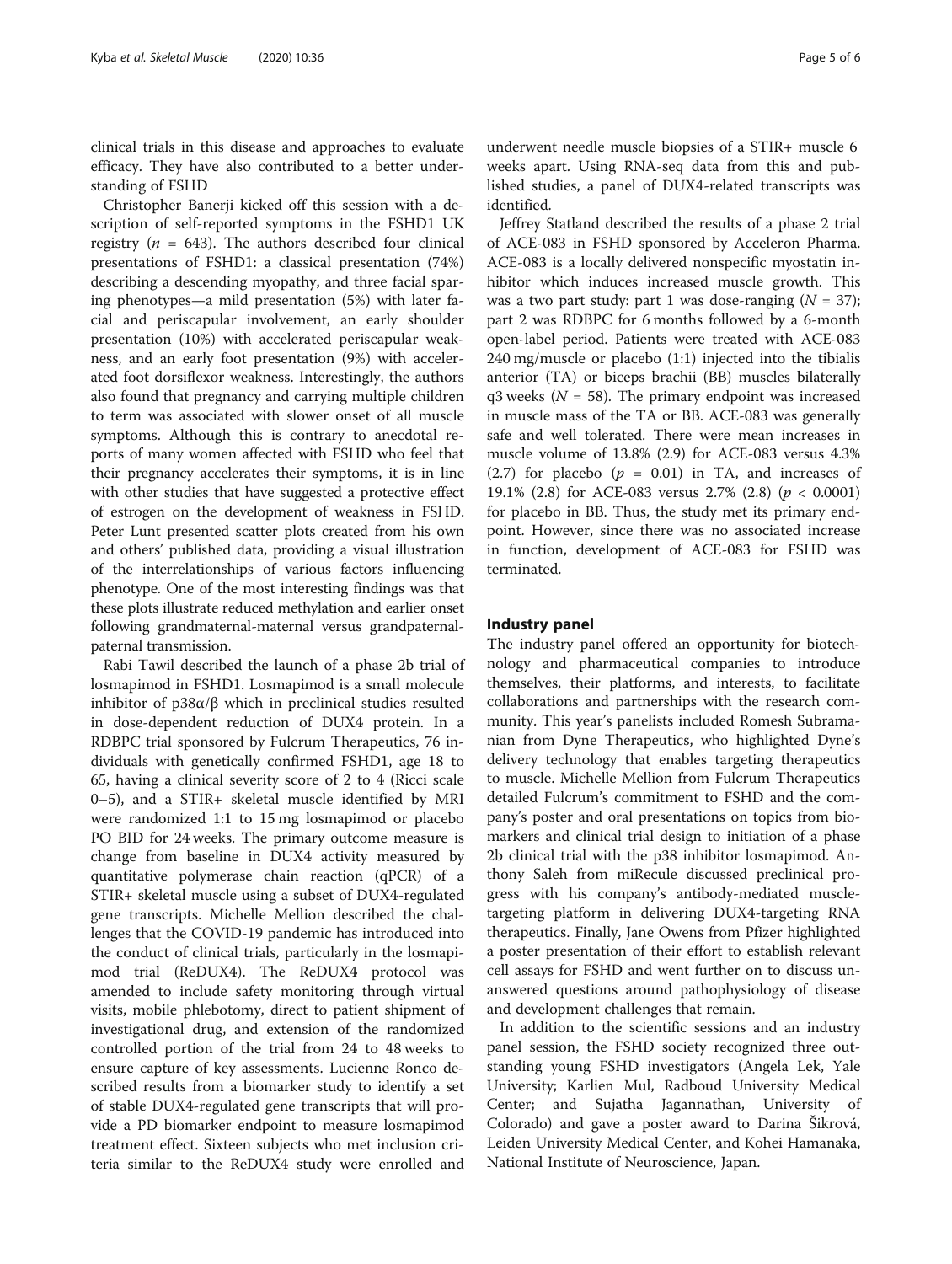clinical trials in this disease and approaches to evaluate efficacy. They have also contributed to a better understanding of FSHD

Christopher Banerji kicked off this session with a description of self-reported symptoms in the FSHD1 UK registry ($n$ = 643). The authors described four clinical presentations of FSHD1: a classical presentation (74%) describing a descending myopathy, and three facial sparing phenotypes—a mild presentation (5%) with later facial and periscapular involvement, an early shoulder presentation (10%) with accelerated periscapular weakness, and an early foot presentation (9%) with accelerated foot dorsiflexor weakness. Interestingly, the authors also found that pregnancy and carrying multiple children to term was associated with slower onset of all muscle symptoms. Although this is contrary to anecdotal reports of many women affected with FSHD who feel that their pregnancy accelerates their symptoms, it is in line with other studies that have suggested a protective effect of estrogen on the development of weakness in FSHD. Peter Lunt presented scatter plots created from his own and others' published data, providing a visual illustration of the interrelationships of various factors influencing phenotype. One of the most interesting findings was that these plots illustrate reduced methylation and earlier onset following grandmaternal-maternal versus grandpaternal-paternal transmission.

Rabi Tawil described the launch of a phase 2b trial of losmapimod in FSHD1. Losmapimod is a small molecule inhibitor of p38α/β which in preclinical studies resulted in dose-dependent reduction of DUX4 protein. In a RDBPC trial sponsored by Fulcrum Therapeutics, 76 individuals with genetically confirmed FSHD1, age 18 to 65, having a clinical severity score of 2 to 4 (Ricci scale 0–5), and a STIR+ skeletal muscle identified by MRI were randomized 1:1 to 15 mg losmapimod or placebo PO BID for 24 weeks. The primary outcome measure is change from baseline in DUX4 activity measured by quantitative polymerase chain reaction (qPCR) of a STIR+ skeletal muscle using a subset of DUX4-regulated gene transcripts. Michelle Mellion described the challenges that the COVID-19 pandemic has introduced into the conduct of clinical trials, particularly in the losmapimod trial (ReDUX4). The ReDUX4 protocol was amended to include safety monitoring through virtual visits, mobile phlebotomy, direct to patient shipment of investigational drug, and extension of the randomized controlled portion of the trial from 24 to 48 weeks to ensure capture of key assessments. Lucienne Ronco described results from a biomarker study to identify a set of stable DUX4-regulated gene transcripts that will provide a PD biomarker endpoint to measure losmapimod treatment effect. Sixteen subjects who met inclusion criteria similar to the ReDUX4 study were enrolled and underwent needle muscle biopsies of a STIR+ muscle 6 weeks apart. Using RNA-seq data from this and published studies, a panel of DUX4-related transcripts was identified.

Jeffrey Statland described the results of a phase 2 trial of ACE-083 in FSHD sponsored by Acceleron Pharma. ACE-083 is a locally delivered nonspecific myostatin inhibitor which induces increased muscle growth. This was a two part study: part 1 was dose-ranging ($N$ = 37); part 2 was RDBPC for 6 months followed by a 6-month open-label period. Patients were treated with ACE-083 240 mg/muscle or placebo (1:1) injected into the tibialis anterior (TA) or biceps brachii (BB) muscles bilaterally q3 weeks ($N$ = 58). The primary endpoint was increased in muscle mass of the TA or BB. ACE-083 was generally safe and well tolerated. There were mean increases in muscle volume of 13.8% (2.9) for ACE-083 versus 4.3% (2.7) for placebo ($p$ = 0.01) in TA, and increases of 19.1% (2.8) for ACE-083 versus 2.7% (2.8) ($p < 0.0001$) for placebo in BB. Thus, the study met its primary endpoint. However, since there was no associated increase in function, development of ACE-083 for FSHD was terminated.

## Industry panel

The industry panel offered an opportunity for biotechnology and pharmaceutical companies to introduce themselves, their platforms, and interests, to facilitate collaborations and partnerships with the research community. This year's panelists included Romesh Subramanian from Dyne Therapeutics, who highlighted Dyne's delivery technology that enables targeting therapeutics to muscle. Michelle Mellion from Fulcrum Therapeutics detailed Fulcrum's commitment to FSHD and the company's poster and oral presentations on topics from biomarkers and clinical trial design to initiation of a phase 2b clinical trial with the p38 inhibitor losmapimod. Anthony Saleh from miRecule discussed preclinical progress with his company's antibody-mediated muscle-targeting platform in delivering DUX4-targeting RNA therapeutics. Finally, Jane Owens from Pfizer highlighted a poster presentation of their effort to establish relevant cell assays for FSHD and went further on to discuss unanswered questions around pathophysiology of disease and development challenges that remain.

In addition to the scientific sessions and an industry panel session, the FSHD society recognized three outstanding young FSHD investigators (Angela Lek, Yale University; Karlien Mul, Radboud University Medical Center; and Sujatha Jagannathan, University of Colorado) and gave a poster award to Darina Šikrová, Leiden University Medical Center, and Kohei Hamanaka, National Institute of Neuroscience, Japan.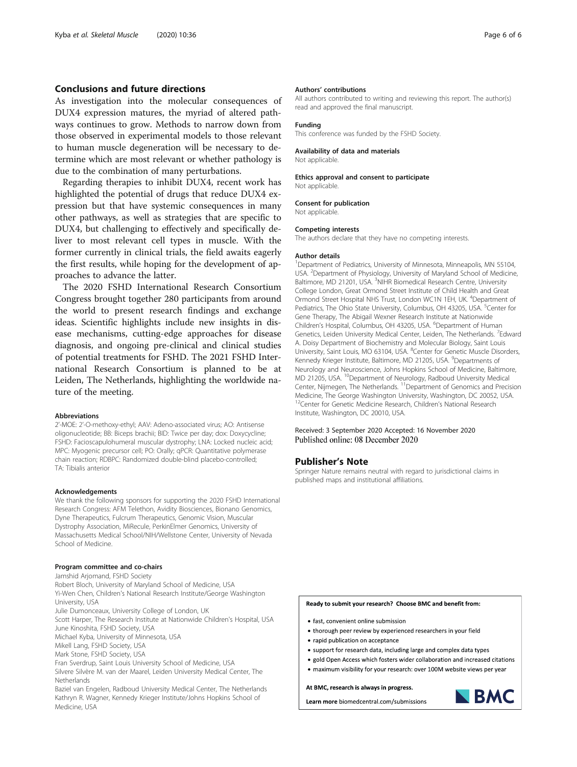## Conclusions and future directions

As investigation into the molecular consequences of DUX4 expression matures, the myriad of altered pathways continues to grow. Methods to narrow down from those observed in experimental models to those relevant to human muscle degeneration will be necessary to determine which are most relevant or whether pathology is due to the combination of many perturbations.

Regarding therapies to inhibit DUX4, recent work has highlighted the potential of drugs that reduce DUX4 expression but that have systemic consequences in many other pathways, as well as strategies that are specific to DUX4, but challenging to effectively and specifically deliver to most relevant cell types in muscle. With the former currently in clinical trials, the field awaits eagerly the first results, while hoping for the development of approaches to advance the latter.

The 2020 FSHD International Research Consortium Congress brought together 280 participants from around the world to present research findings and exchange ideas. Scientific highlights include new insights in disease mechanisms, cutting-edge approaches for disease diagnosis, and ongoing pre-clinical and clinical studies of potential treatments for FSHD. The 2021 FSHD International Research Consortium is planned to be at Leiden, The Netherlands, highlighting the worldwide nature of the meeting.

#### Abbreviations

2'-MOE: 2'-O-methoxy-ethyl; AAV: Adeno-associated virus; AO: Antisense oligonucleotide; BB: Biceps brachii; BID: Twice per day; dox: Doxycycline; FSHD: Facioscapulohumeral muscular dystrophy; LNA: Locked nucleic acid; MPC: Myogenic precursor cell; PO: Orally; qPCR: Quantitative polymerase chain reaction; RDBPC: Randomized double-blind placebo-controlled; TA: Tibialis anterior

#### Acknowledgements

We thank the following sponsors for supporting the 2020 FSHD International Research Congress: AFM Telethon, Avidity Biosciences, Bionano Genomics, Dyne Therapeutics, Fulcrum Therapeutics, Genomic Vision, Muscular Dystrophy Association, MiRecule, PerkinElmer Genomics, University of Massachusetts Medical School/NIH/Wellstone Center, University of Nevada School of Medicine.

#### Program committee and co-chairs

Jamshid Arjomand, FSHD Society
Robert Bloch, University of Maryland School of Medicine, USA
Yi-Wen Chen, Children's National Research Institute/George Washington University, USA
Julie Dumonceaux, University College of London, UK
Scott Harper, The Research Institute at Nationwide Children's Hospital, USA
June Kinoshita, FSHD Society, USA
Michael Kyba, University of Minnesota, USA
Mikell Lang, FSHD Society, USA
Mark Stone, FSHD Society, USA
Fran Sverdrup, Saint Louis University School of Medicine, USA
Silvere Silvère M. van der Maarel, Leiden University Medical Center, The Netherlands
Baziel van Engelen, Radboud University Medical Center, The Netherlands
Kathryn R. Wagner, Kennedy Krieger Institute/Johns Hopkins School of Medicine, USA

#### Authors' contributions

All authors contributed to writing and reviewing this report. The author(s) read and approved the final manuscript.

#### Funding

This conference was funded by the FSHD Society.

#### Availability of data and materials

Not applicable.

#### Ethics approval and consent to participate

Not applicable.

#### Consent for publication

Not applicable.

#### Competing interests

The authors declare that they have no competing interests.

#### Author details

[1]Department of Pediatrics, University of Minnesota, Minneapolis, MN 55104, USA. [2]Department of Physiology, University of Maryland School of Medicine, Baltimore, MD 21201, USA. [3]NIHR Biomedical Research Centre, University College London, Great Ormond Street Institute of Child Health and Great Ormond Street Hospital NHS Trust, London WC1N 1EH, UK. [4]Department of Pediatrics, The Ohio State University, Columbus, OH 43205, USA. [5]Center for Gene Therapy, The Abigail Wexner Research Institute at Nationwide Children's Hospital, Columbus, OH 43205, USA. [6]Department of Human Genetics, Leiden University Medical Center, Leiden, The Netherlands. [7]Edward A. Doisy Department of Biochemistry and Molecular Biology, Saint Louis University, Saint Louis, MO 63104, USA. [8]Center for Genetic Muscle Disorders, Kennedy Krieger Institute, Baltimore, MD 21205, USA. [9]Departments of Neurology and Neuroscience, Johns Hopkins School of Medicine, Baltimore, MD 21205, USA. [10]Department of Neurology, Radboud University Medical Center, Nijmegen, The Netherlands. [11]Department of Genomics and Precision Medicine, The George Washington University, Washington, DC 20052, USA. [12]Center for Genetic Medicine Research, Children's National Research Institute, Washington, DC 20010, USA.

Received: 3 September 2020 Accepted: 16 November 2020
Published online: 08 December 2020

### Publisher's Note

Springer Nature remains neutral with regard to jurisdictional claims in published maps and institutional affiliations.

Ready to submit your research? Choose BMC and benefit from:

- fast, convenient online submission
- thorough peer review by experienced researchers in your field
- rapid publication on acceptance
- support for research data, including large and complex data types
- gold Open Access which fosters wider collaboration and increased citations
- maximum visibility for your research: over 100M website views per year

At BMC, research is always in progress.

Learn more biomedcentral.com/submissions